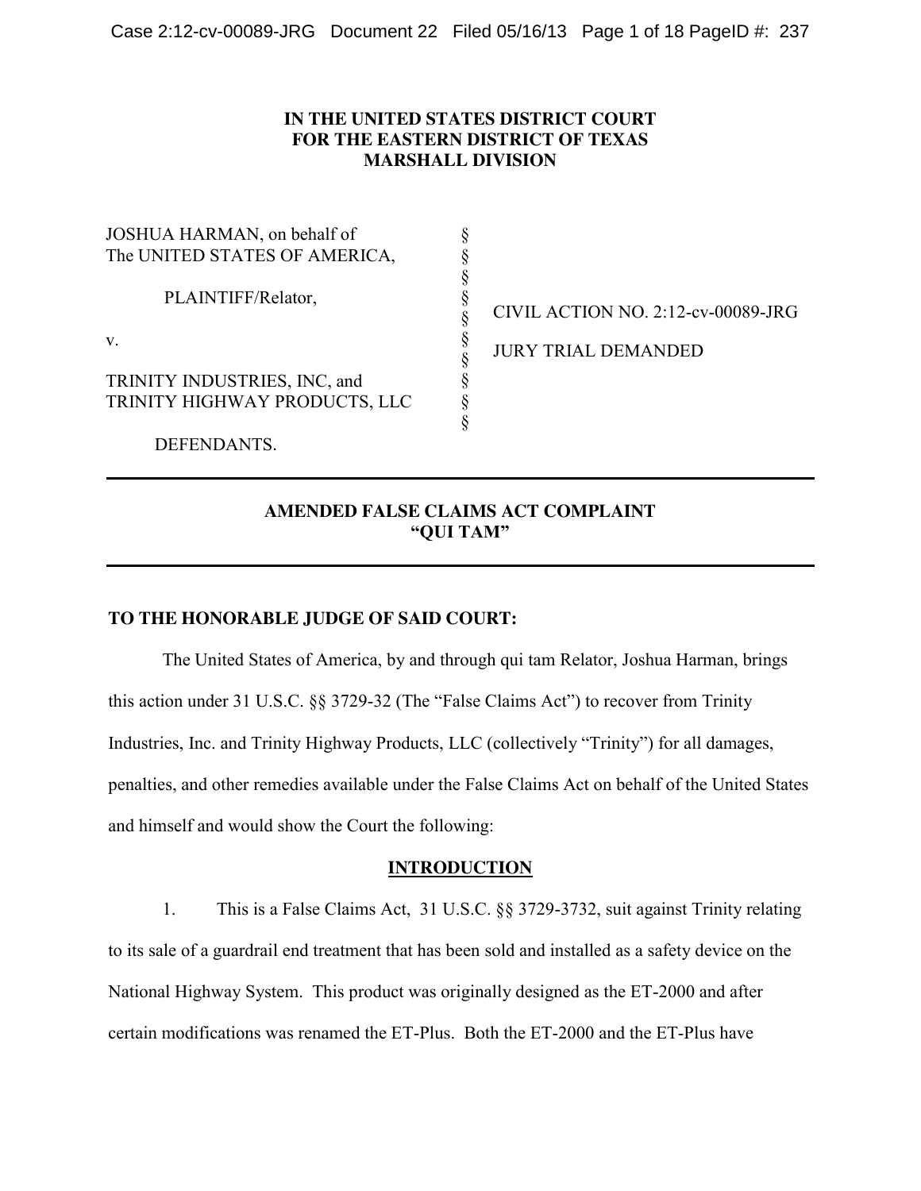**IN THE UNITED STATES DISTRICT COURT**
**FOR THE EASTERN DISTRICT OF TEXAS**
**MARSHALL DIVISION**

| | | |
|---|---|---|
| JOSHUA HARMAN, on behalf of The UNITED STATES OF AMERICA, | § | |
| | § | |
| PLAINTIFF/Relator, | § | CIVIL ACTION NO. 2:12-cv-00089-JRG |
| v. | § | JURY TRIAL DEMANDED |
| TRINITY INDUSTRIES, INC, and TRINITY HIGHWAY PRODUCTS, LLC | § | |
| DEFENDANTS. | § | |

---

**AMENDED FALSE CLAIMS ACT COMPLAINT**
**"QUI TAM"**

---

**TO THE HONORABLE JUDGE OF SAID COURT:**

The United States of America, by and through qui tam Relator, Joshua Harman, brings this action under 31 U.S.C. §§ 3729-32 (The "False Claims Act") to recover from Trinity Industries, Inc. and Trinity Highway Products, LLC (collectively "Trinity") for all damages, penalties, and other remedies available under the False Claims Act on behalf of the United States and himself and would show the Court the following:

## INTRODUCTION

1. This is a False Claims Act, 31 U.S.C. §§ 3729-3732, suit against Trinity relating to its sale of a guardrail end treatment that has been sold and installed as a safety device on the National Highway System. This product was originally designed as the ET-2000 and after certain modifications was renamed the ET-Plus. Both the ET-2000 and the ET-Plus have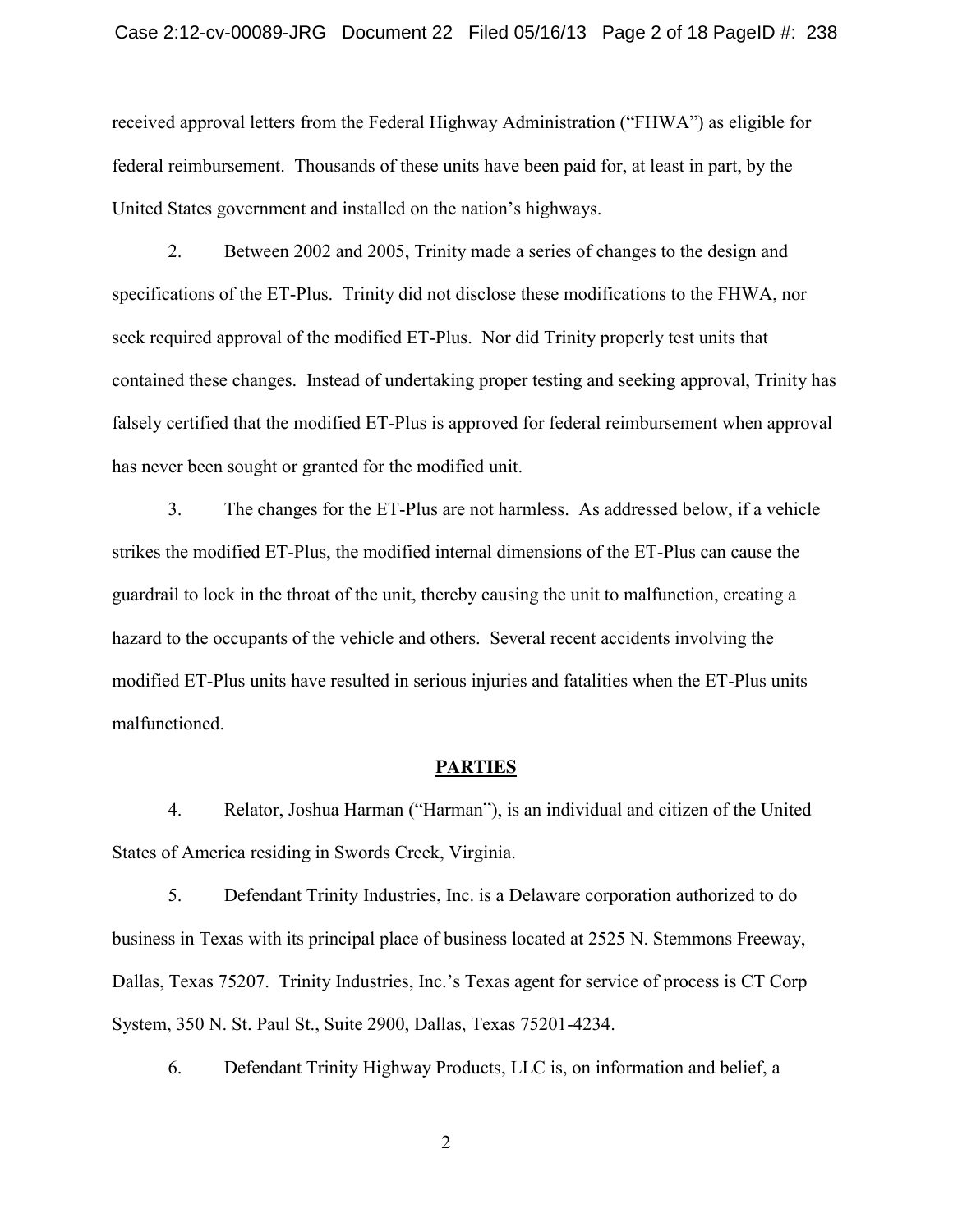received approval letters from the Federal Highway Administration ("FHWA") as eligible for federal reimbursement. Thousands of these units have been paid for, at least in part, by the United States government and installed on the nation's highways.

2. Between 2002 and 2005, Trinity made a series of changes to the design and specifications of the ET-Plus. Trinity did not disclose these modifications to the FHWA, nor seek required approval of the modified ET-Plus. Nor did Trinity properly test units that contained these changes. Instead of undertaking proper testing and seeking approval, Trinity has falsely certified that the modified ET-Plus is approved for federal reimbursement when approval has never been sought or granted for the modified unit.

3. The changes for the ET-Plus are not harmless. As addressed below, if a vehicle strikes the modified ET-Plus, the modified internal dimensions of the ET-Plus can cause the guardrail to lock in the throat of the unit, thereby causing the unit to malfunction, creating a hazard to the occupants of the vehicle and others. Several recent accidents involving the modified ET-Plus units have resulted in serious injuries and fatalities when the ET-Plus units malfunctioned.

## PARTIES

4. Relator, Joshua Harman ("Harman"), is an individual and citizen of the United States of America residing in Swords Creek, Virginia.

5. Defendant Trinity Industries, Inc. is a Delaware corporation authorized to do business in Texas with its principal place of business located at 2525 N. Stemmons Freeway, Dallas, Texas 75207. Trinity Industries, Inc.'s Texas agent for service of process is CT Corp System, 350 N. St. Paul St., Suite 2900, Dallas, Texas 75201-4234.

6. Defendant Trinity Highway Products, LLC is, on information and belief, a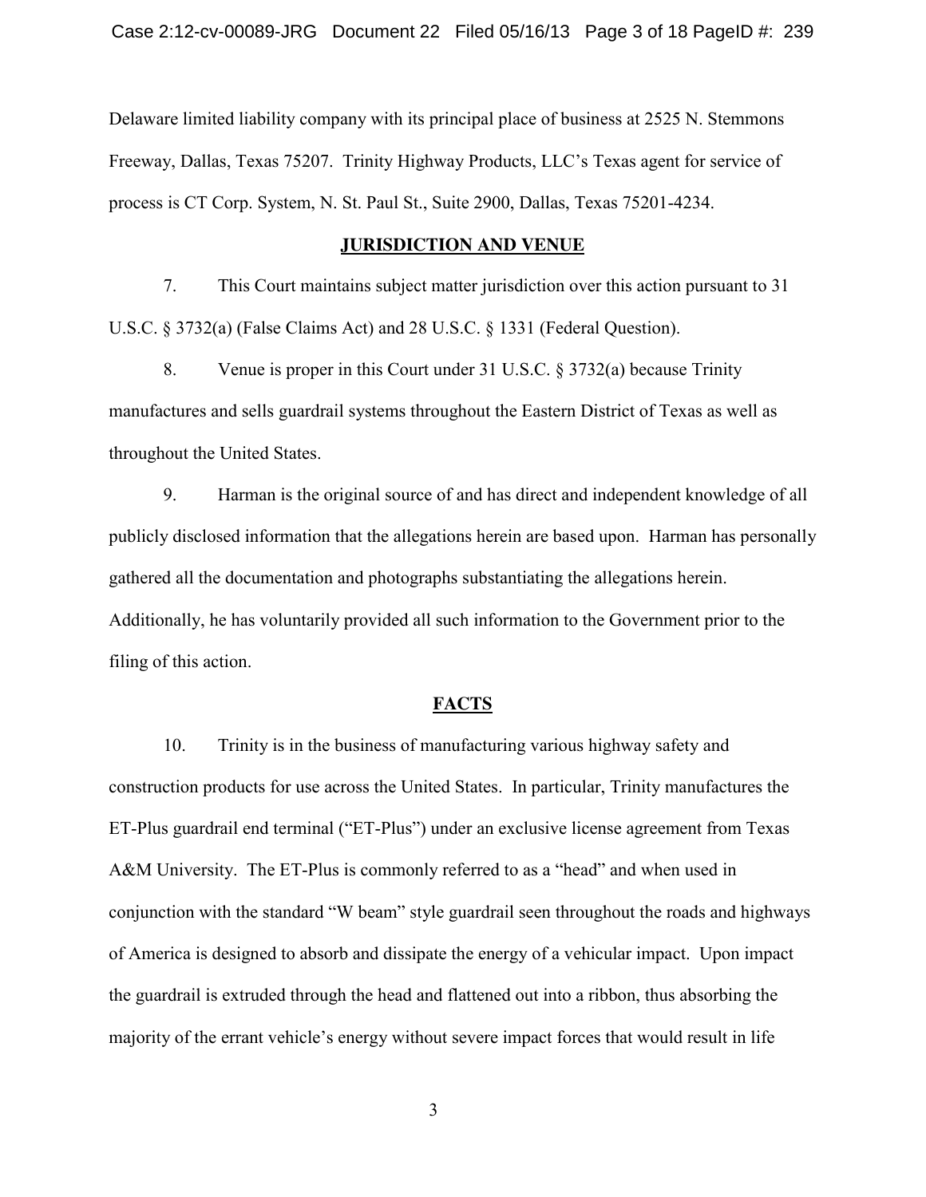Delaware limited liability company with its principal place of business at 2525 N. Stemmons Freeway, Dallas, Texas 75207. Trinity Highway Products, LLC's Texas agent for service of process is CT Corp. System, N. St. Paul St., Suite 2900, Dallas, Texas 75201-4234.

## JURISDICTION AND VENUE

7. This Court maintains subject matter jurisdiction over this action pursuant to 31 U.S.C. § 3732(a) (False Claims Act) and 28 U.S.C. § 1331 (Federal Question).

8. Venue is proper in this Court under 31 U.S.C. § 3732(a) because Trinity manufactures and sells guardrail systems throughout the Eastern District of Texas as well as throughout the United States.

9. Harman is the original source of and has direct and independent knowledge of all publicly disclosed information that the allegations herein are based upon. Harman has personally gathered all the documentation and photographs substantiating the allegations herein. Additionally, he has voluntarily provided all such information to the Government prior to the filing of this action.

## FACTS

10. Trinity is in the business of manufacturing various highway safety and construction products for use across the United States. In particular, Trinity manufactures the ET-Plus guardrail end terminal ("ET-Plus") under an exclusive license agreement from Texas A&M University. The ET-Plus is commonly referred to as a "head" and when used in conjunction with the standard "W beam" style guardrail seen throughout the roads and highways of America is designed to absorb and dissipate the energy of a vehicular impact. Upon impact the guardrail is extruded through the head and flattened out into a ribbon, thus absorbing the majority of the errant vehicle's energy without severe impact forces that would result in life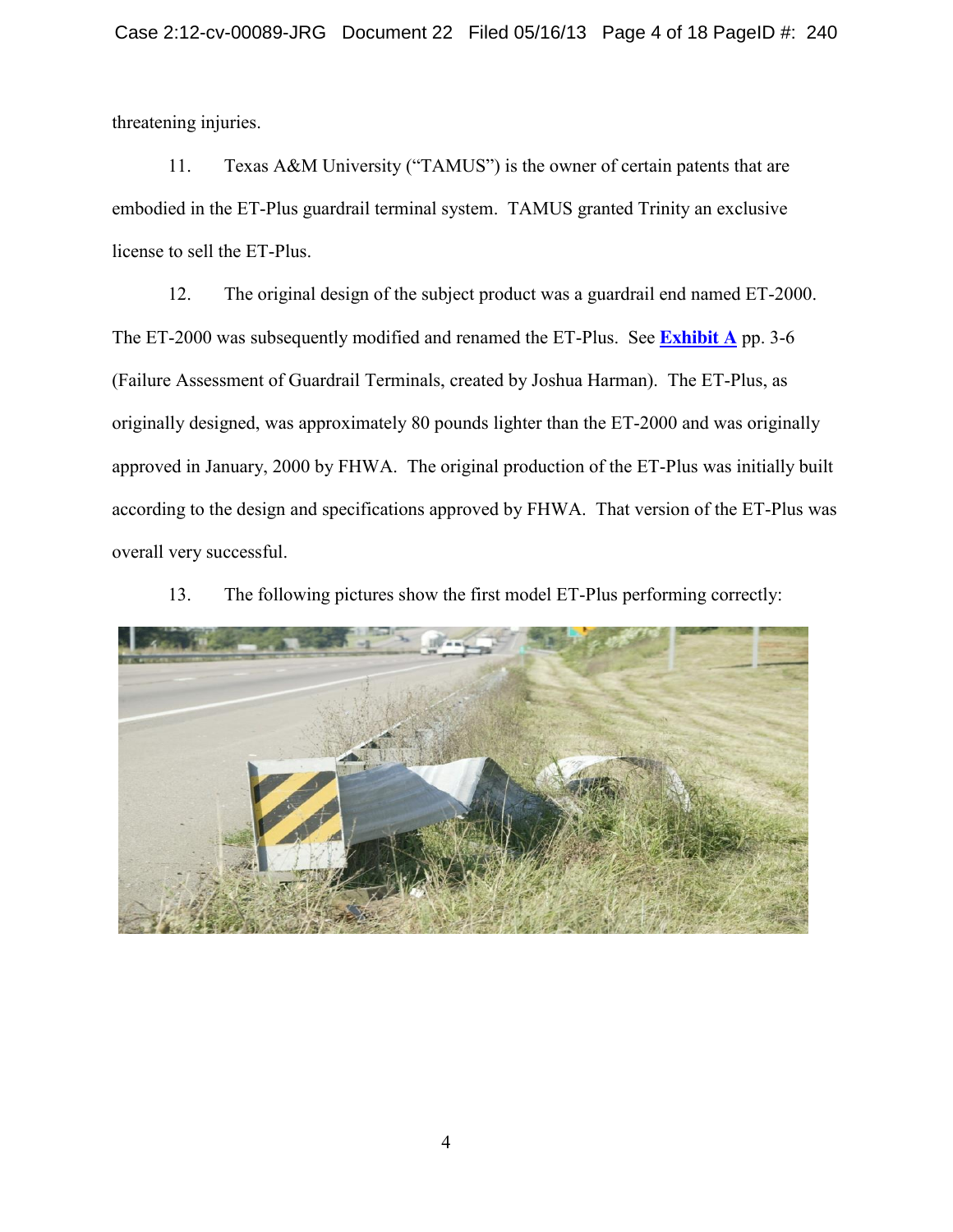threatening injuries.

11. Texas A&M University ("TAMUS") is the owner of certain patents that are embodied in the ET-Plus guardrail terminal system. TAMUS granted Trinity an exclusive license to sell the ET-Plus.

12. The original design of the subject product was a guardrail end named ET-2000. The ET-2000 was subsequently modified and renamed the ET-Plus. See **Exhibit A** pp. 3-6 (Failure Assessment of Guardrail Terminals, created by Joshua Harman). The ET-Plus, as originally designed, was approximately 80 pounds lighter than the ET-2000 and was originally approved in January, 2000 by FHWA. The original production of the ET-Plus was initially built according to the design and specifications approved by FHWA. That version of the ET-Plus was overall very successful.

13. The following pictures show the first model ET-Plus performing correctly: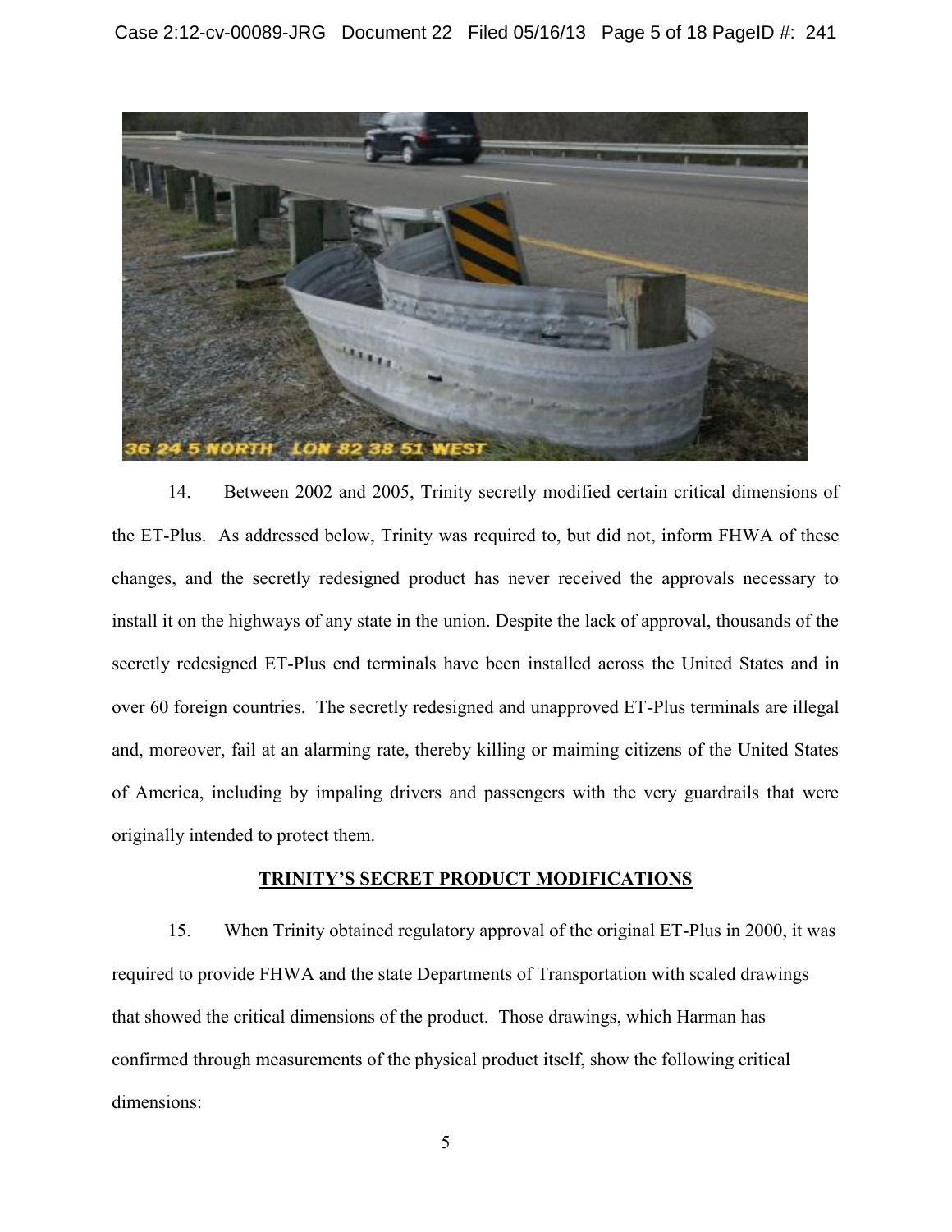14. Between 2002 and 2005, Trinity secretly modified certain critical dimensions of the ET-Plus. As addressed below, Trinity was required to, but did not, inform FHWA of these changes, and the secretly redesigned product has never received the approvals necessary to install it on the highways of any state in the union. Despite the lack of approval, thousands of the secretly redesigned ET-Plus end terminals have been installed across the United States and in over 60 foreign countries. The secretly redesigned and unapproved ET-Plus terminals are illegal and, moreover, fail at an alarming rate, thereby killing or maiming citizens of the United States of America, including by impaling drivers and passengers with the very guardrails that were originally intended to protect them.

**TRINITY'S SECRET PRODUCT MODIFICATIONS**

15. When Trinity obtained regulatory approval of the original ET-Plus in 2000, it was required to provide FHWA and the state Departments of Transportation with scaled drawings that showed the critical dimensions of the product. Those drawings, which Harman has confirmed through measurements of the physical product itself, show the following critical dimensions: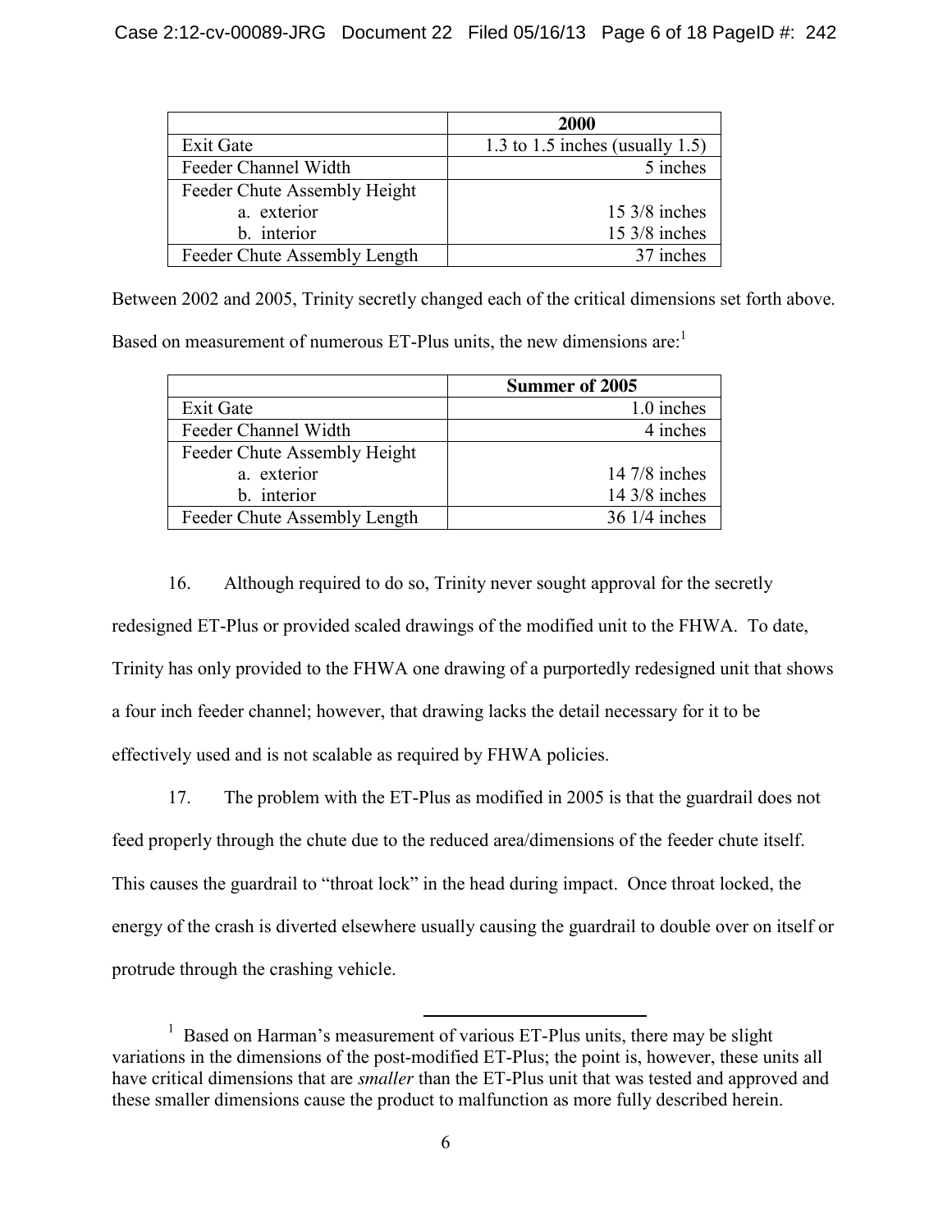| | 2000 |
|---|---|
| Exit Gate | 1.3 to 1.5 inches (usually 1.5) |
| Feeder Channel Width | 5 inches |
| Feeder Chute Assembly Height | |
| a. exterior | 15 3/8 inches |
| b. interior | 15 3/8 inches |
| Feeder Chute Assembly Length | 37 inches |

Between 2002 and 2005, Trinity secretly changed each of the critical dimensions set forth above. Based on measurement of numerous ET-Plus units, the new dimensions are:[1]

| | Summer of 2005 |
|---|---|
| Exit Gate | 1.0 inches |
| Feeder Channel Width | 4 inches |
| Feeder Chute Assembly Height | |
| a. exterior | 14 7/8 inches |
| b. interior | 14 3/8 inches |
| Feeder Chute Assembly Length | 36 1/4 inches |

16. Although required to do so, Trinity never sought approval for the secretly redesigned ET-Plus or provided scaled drawings of the modified unit to the FHWA. To date, Trinity has only provided to the FHWA one drawing of a purportedly redesigned unit that shows a four inch feeder channel; however, that drawing lacks the detail necessary for it to be effectively used and is not scalable as required by FHWA policies.

17. The problem with the ET-Plus as modified in 2005 is that the guardrail does not feed properly through the chute due to the reduced area/dimensions of the feeder chute itself. This causes the guardrail to "throat lock" in the head during impact. Once throat locked, the energy of the crash is diverted elsewhere usually causing the guardrail to double over on itself or protrude through the crashing vehicle.

---

[1] Based on Harman's measurement of various ET-Plus units, there may be slight variations in the dimensions of the post-modified ET-Plus; the point is, however, these units all have critical dimensions that are *smaller* than the ET-Plus unit that was tested and approved and these smaller dimensions cause the product to malfunction as more fully described herein.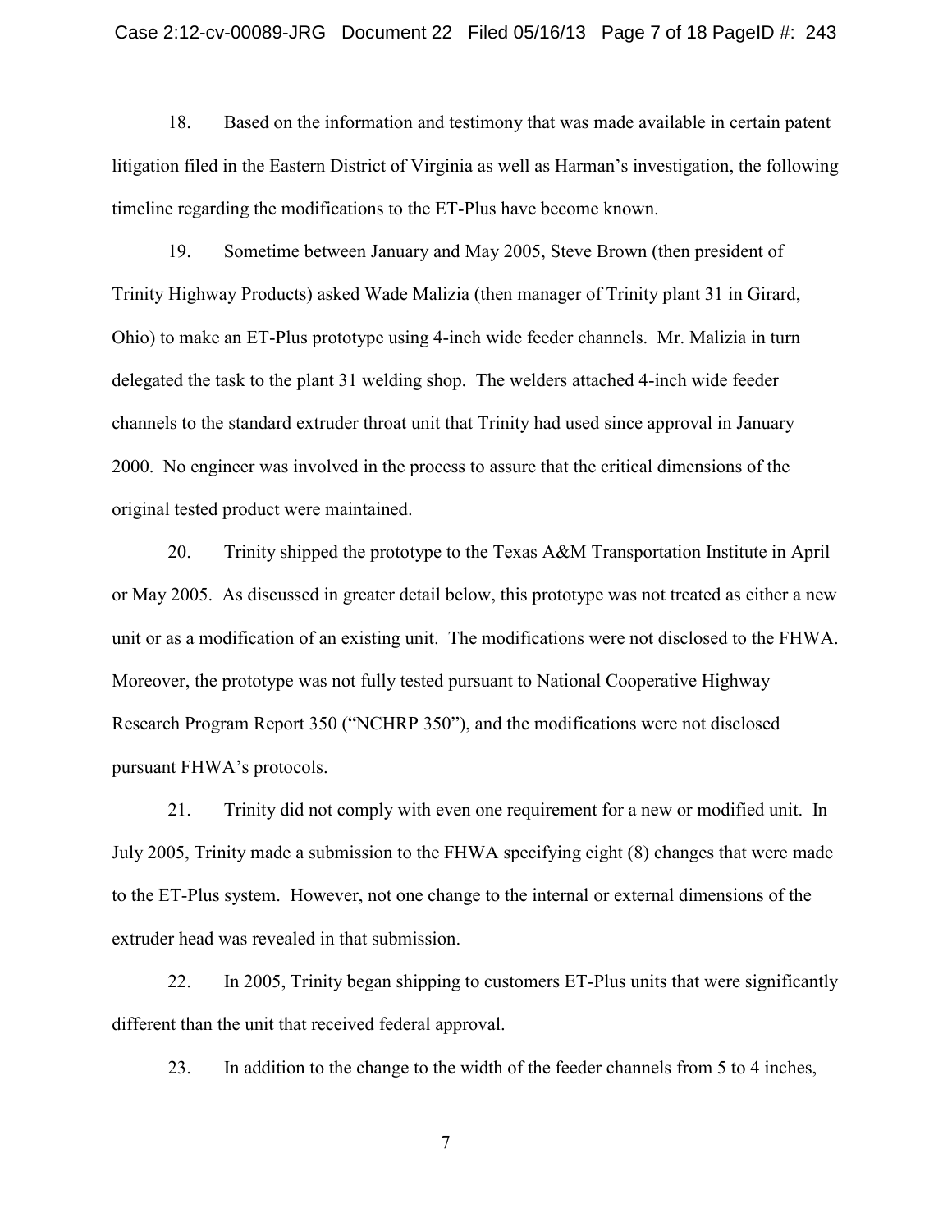18. Based on the information and testimony that was made available in certain patent litigation filed in the Eastern District of Virginia as well as Harman's investigation, the following timeline regarding the modifications to the ET-Plus have become known.

19. Sometime between January and May 2005, Steve Brown (then president of Trinity Highway Products) asked Wade Malizia (then manager of Trinity plant 31 in Girard, Ohio) to make an ET-Plus prototype using 4-inch wide feeder channels. Mr. Malizia in turn delegated the task to the plant 31 welding shop. The welders attached 4-inch wide feeder channels to the standard extruder throat unit that Trinity had used since approval in January 2000. No engineer was involved in the process to assure that the critical dimensions of the original tested product were maintained.

20. Trinity shipped the prototype to the Texas A&M Transportation Institute in April or May 2005. As discussed in greater detail below, this prototype was not treated as either a new unit or as a modification of an existing unit. The modifications were not disclosed to the FHWA. Moreover, the prototype was not fully tested pursuant to National Cooperative Highway Research Program Report 350 ("NCHRP 350"), and the modifications were not disclosed pursuant FHWA's protocols.

21. Trinity did not comply with even one requirement for a new or modified unit. In July 2005, Trinity made a submission to the FHWA specifying eight (8) changes that were made to the ET-Plus system. However, not one change to the internal or external dimensions of the extruder head was revealed in that submission.

22. In 2005, Trinity began shipping to customers ET-Plus units that were significantly different than the unit that received federal approval.

23. In addition to the change to the width of the feeder channels from 5 to 4 inches,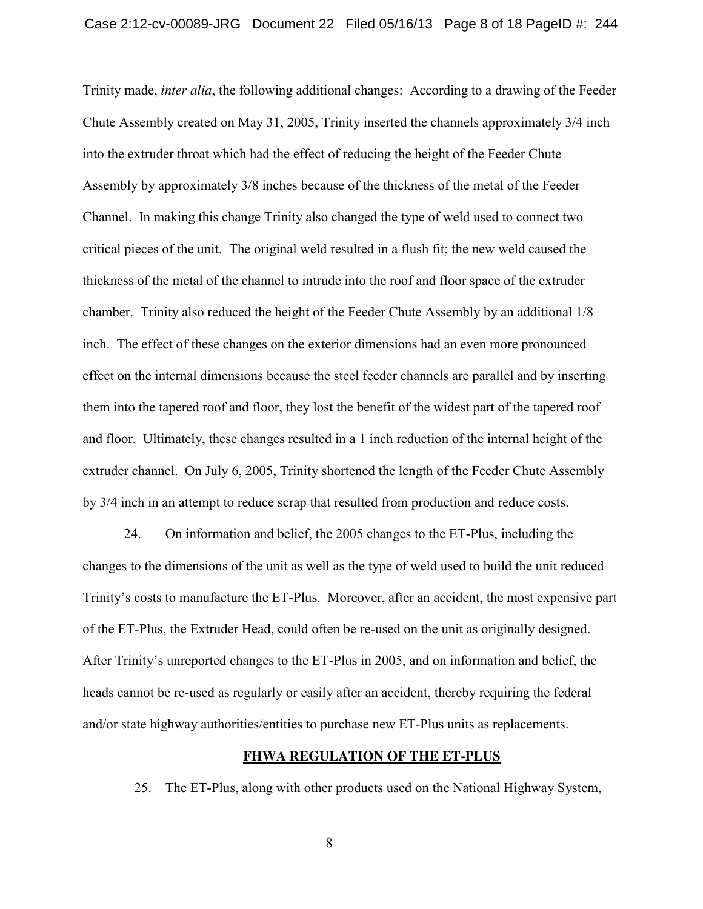Trinity made, *inter alia*, the following additional changes: According to a drawing of the Feeder Chute Assembly created on May 31, 2005, Trinity inserted the channels approximately 3/4 inch into the extruder throat which had the effect of reducing the height of the Feeder Chute Assembly by approximately 3/8 inches because of the thickness of the metal of the Feeder Channel. In making this change Trinity also changed the type of weld used to connect two critical pieces of the unit. The original weld resulted in a flush fit; the new weld caused the thickness of the metal of the channel to intrude into the roof and floor space of the extruder chamber. Trinity also reduced the height of the Feeder Chute Assembly by an additional 1/8 inch. The effect of these changes on the exterior dimensions had an even more pronounced effect on the internal dimensions because the steel feeder channels are parallel and by inserting them into the tapered roof and floor, they lost the benefit of the widest part of the tapered roof and floor. Ultimately, these changes resulted in a 1 inch reduction of the internal height of the extruder channel. On July 6, 2005, Trinity shortened the length of the Feeder Chute Assembly by 3/4 inch in an attempt to reduce scrap that resulted from production and reduce costs.

24. On information and belief, the 2005 changes to the ET-Plus, including the changes to the dimensions of the unit as well as the type of weld used to build the unit reduced Trinity's costs to manufacture the ET-Plus. Moreover, after an accident, the most expensive part of the ET-Plus, the Extruder Head, could often be re-used on the unit as originally designed. After Trinity's unreported changes to the ET-Plus in 2005, and on information and belief, the heads cannot be re-used as regularly or easily after an accident, thereby requiring the federal and/or state highway authorities/entities to purchase new ET-Plus units as replacements.

## **FHWA REGULATION OF THE ET-PLUS**

25. The ET-Plus, along with other products used on the National Highway System,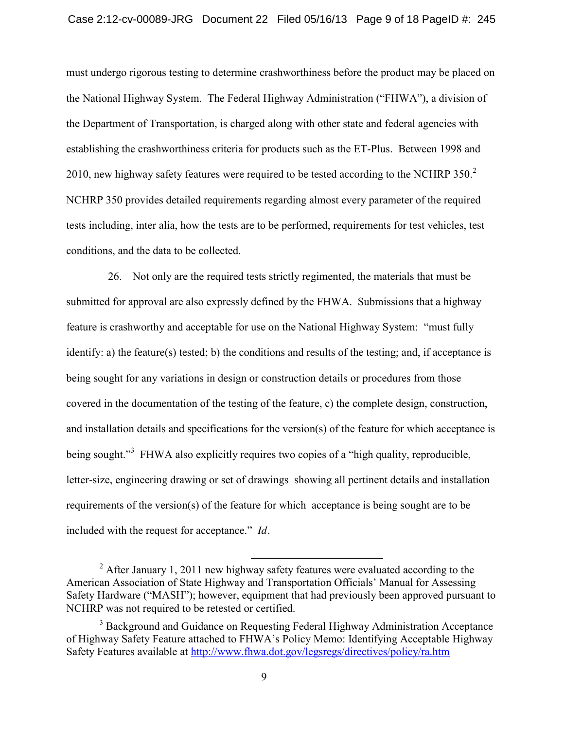must undergo rigorous testing to determine crashworthiness before the product may be placed on the National Highway System. The Federal Highway Administration ("FHWA"), a division of the Department of Transportation, is charged along with other state and federal agencies with establishing the crashworthiness criteria for products such as the ET-Plus. Between 1998 and 2010, new highway safety features were required to be tested according to the NCHRP 350.[2] NCHRP 350 provides detailed requirements regarding almost every parameter of the required tests including, inter alia, how the tests are to be performed, requirements for test vehicles, test conditions, and the data to be collected.

26. Not only are the required tests strictly regimented, the materials that must be submitted for approval are also expressly defined by the FHWA. Submissions that a highway feature is crashworthy and acceptable for use on the National Highway System: "must fully identify: a) the feature(s) tested; b) the conditions and results of the testing; and, if acceptance is being sought for any variations in design or construction details or procedures from those covered in the documentation of the testing of the feature, c) the complete design, construction, and installation details and specifications for the version(s) of the feature for which acceptance is being sought."[3] FHWA also explicitly requires two copies of a "high quality, reproducible, letter-size, engineering drawing or set of drawings showing all pertinent details and installation requirements of the version(s) of the feature for which acceptance is being sought are to be included with the request for acceptance." *Id*.

---

[2] After January 1, 2011 new highway safety features were evaluated according to the American Association of State Highway and Transportation Officials' Manual for Assessing Safety Hardware ("MASH"); however, equipment that had previously been approved pursuant to NCHRP was not required to be retested or certified.

[3] Background and Guidance on Requesting Federal Highway Administration Acceptance of Highway Safety Feature attached to FHWA's Policy Memo: Identifying Acceptable Highway Safety Features available at http://www.fhwa.dot.gov/legsregs/directives/policy/ra.htm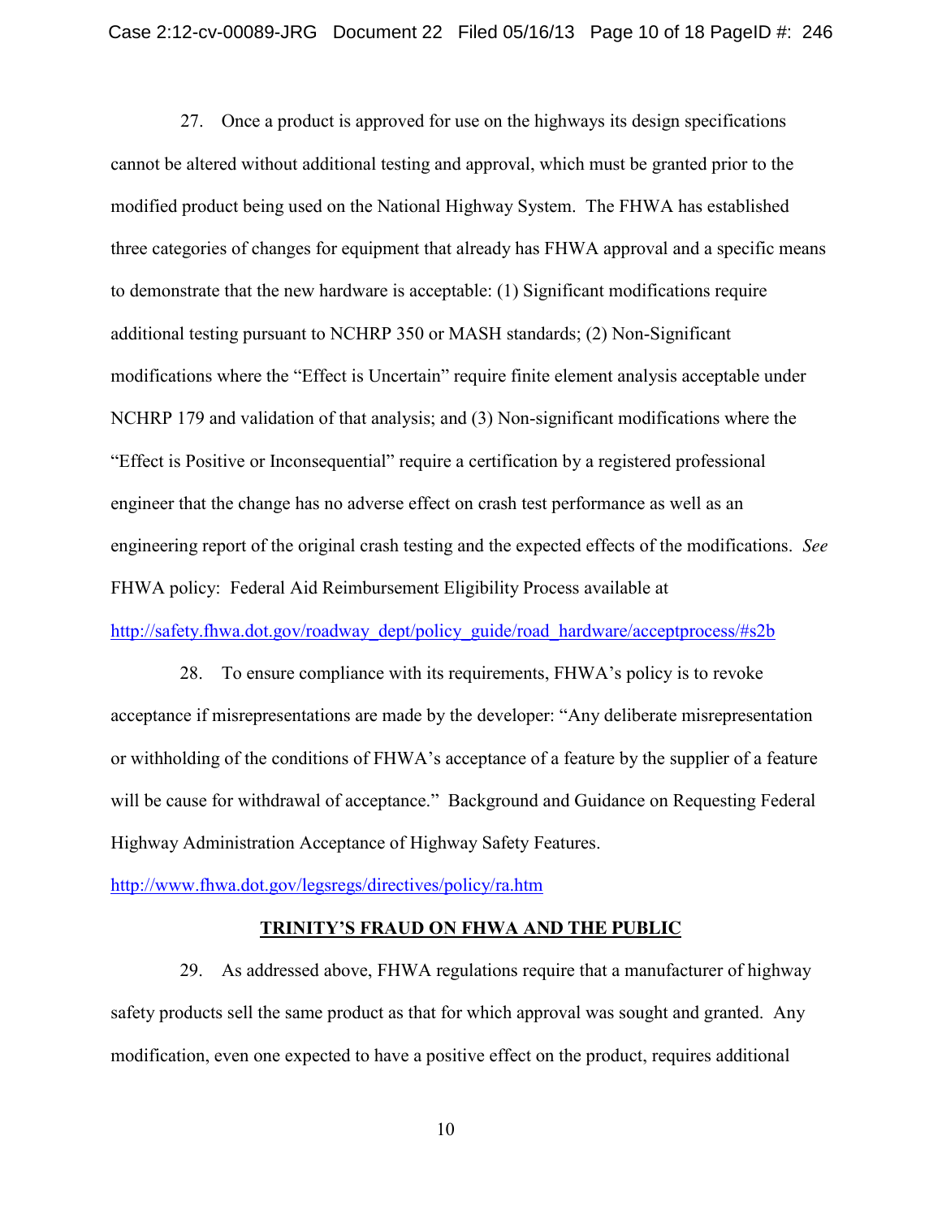27. Once a product is approved for use on the highways its design specifications cannot be altered without additional testing and approval, which must be granted prior to the modified product being used on the National Highway System. The FHWA has established three categories of changes for equipment that already has FHWA approval and a specific means to demonstrate that the new hardware is acceptable: (1) Significant modifications require additional testing pursuant to NCHRP 350 or MASH standards; (2) Non-Significant modifications where the "Effect is Uncertain" require finite element analysis acceptable under NCHRP 179 and validation of that analysis; and (3) Non-significant modifications where the "Effect is Positive or Inconsequential" require a certification by a registered professional engineer that the change has no adverse effect on crash test performance as well as an engineering report of the original crash testing and the expected effects of the modifications. *See* FHWA policy: Federal Aid Reimbursement Eligibility Process available at http://safety.fhwa.dot.gov/roadway_dept/policy_guide/road_hardware/acceptprocess/#s2b

28. To ensure compliance with its requirements, FHWA's policy is to revoke acceptance if misrepresentations are made by the developer: "Any deliberate misrepresentation or withholding of the conditions of FHWA's acceptance of a feature by the supplier of a feature will be cause for withdrawal of acceptance." Background and Guidance on Requesting Federal Highway Administration Acceptance of Highway Safety Features. http://www.fhwa.dot.gov/legsregs/directives/policy/ra.htm

**TRINITY'S FRAUD ON FHWA AND THE PUBLIC**

29. As addressed above, FHWA regulations require that a manufacturer of highway safety products sell the same product as that for which approval was sought and granted. Any modification, even one expected to have a positive effect on the product, requires additional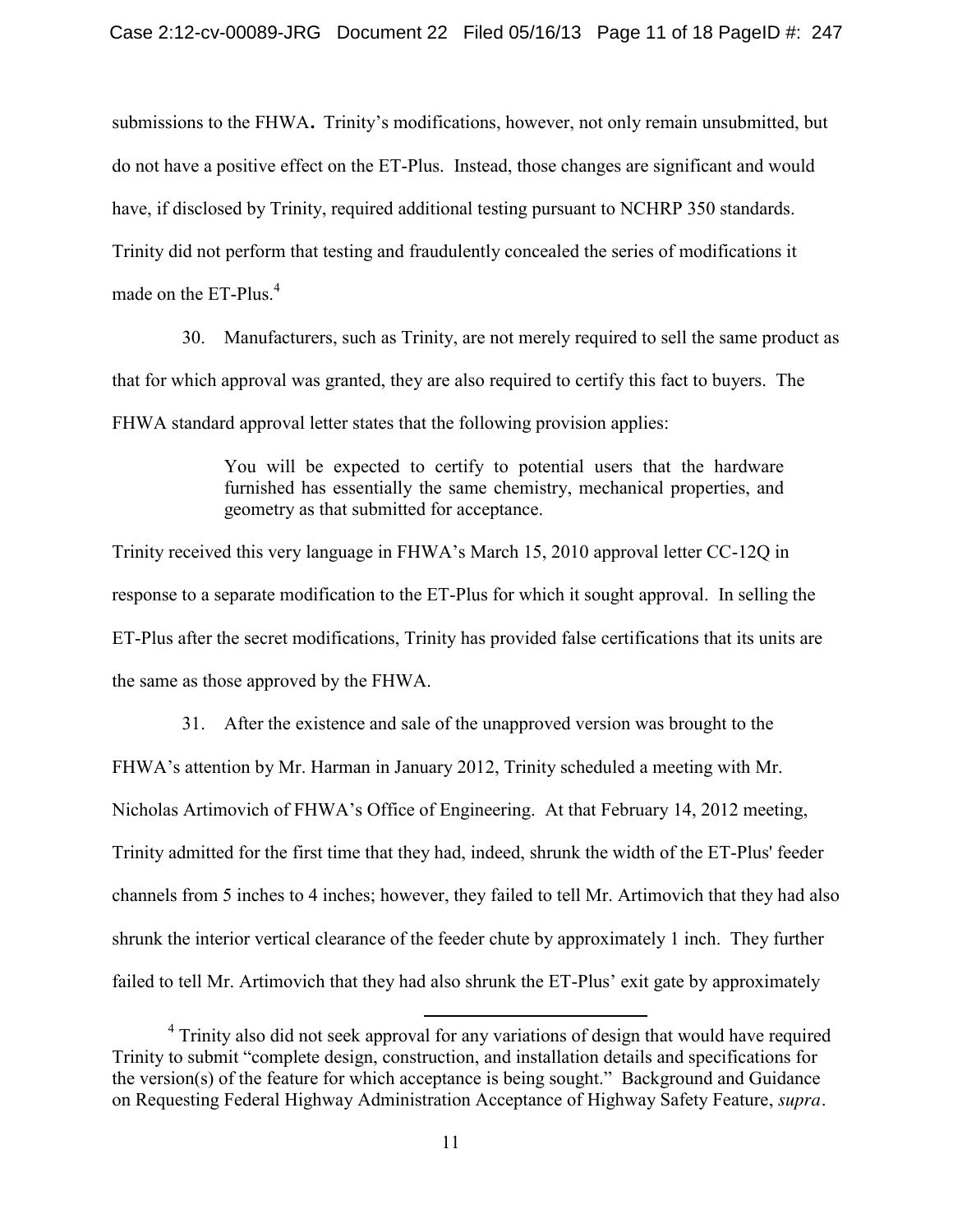submissions to the FHWA**.** Trinity's modifications, however, not only remain unsubmitted, but do not have a positive effect on the ET-Plus. Instead, those changes are significant and would have, if disclosed by Trinity, required additional testing pursuant to NCHRP 350 standards. Trinity did not perform that testing and fraudulently concealed the series of modifications it made on the ET-Plus.[4]

30. Manufacturers, such as Trinity, are not merely required to sell the same product as that for which approval was granted, they are also required to certify this fact to buyers. The FHWA standard approval letter states that the following provision applies:

> You will be expected to certify to potential users that the hardware furnished has essentially the same chemistry, mechanical properties, and geometry as that submitted for acceptance.

Trinity received this very language in FHWA's March 15, 2010 approval letter CC-12Q in response to a separate modification to the ET-Plus for which it sought approval. In selling the ET-Plus after the secret modifications, Trinity has provided false certifications that its units are the same as those approved by the FHWA.

31. After the existence and sale of the unapproved version was brought to the FHWA's attention by Mr. Harman in January 2012, Trinity scheduled a meeting with Mr. Nicholas Artimovich of FHWA's Office of Engineering. At that February 14, 2012 meeting, Trinity admitted for the first time that they had, indeed, shrunk the width of the ET-Plus' feeder channels from 5 inches to 4 inches; however, they failed to tell Mr. Artimovich that they had also shrunk the interior vertical clearance of the feeder chute by approximately 1 inch. They further failed to tell Mr. Artimovich that they had also shrunk the ET-Plus' exit gate by approximately

[4] Trinity also did not seek approval for any variations of design that would have required Trinity to submit "complete design, construction, and installation details and specifications for the version(s) of the feature for which acceptance is being sought." Background and Guidance on Requesting Federal Highway Administration Acceptance of Highway Safety Feature, *supra*.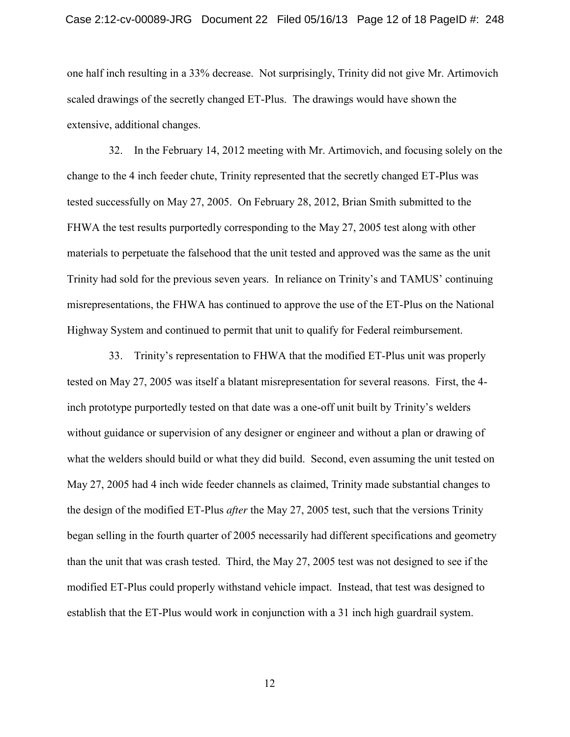one half inch resulting in a 33% decrease. Not surprisingly, Trinity did not give Mr. Artimovich scaled drawings of the secretly changed ET-Plus. The drawings would have shown the extensive, additional changes.

32. In the February 14, 2012 meeting with Mr. Artimovich, and focusing solely on the change to the 4 inch feeder chute, Trinity represented that the secretly changed ET-Plus was tested successfully on May 27, 2005. On February 28, 2012, Brian Smith submitted to the FHWA the test results purportedly corresponding to the May 27, 2005 test along with other materials to perpetuate the falsehood that the unit tested and approved was the same as the unit Trinity had sold for the previous seven years. In reliance on Trinity's and TAMUS' continuing misrepresentations, the FHWA has continued to approve the use of the ET-Plus on the National Highway System and continued to permit that unit to qualify for Federal reimbursement.

33. Trinity's representation to FHWA that the modified ET-Plus unit was properly tested on May 27, 2005 was itself a blatant misrepresentation for several reasons. First, the 4-inch prototype purportedly tested on that date was a one-off unit built by Trinity's welders without guidance or supervision of any designer or engineer and without a plan or drawing of what the welders should build or what they did build. Second, even assuming the unit tested on May 27, 2005 had 4 inch wide feeder channels as claimed, Trinity made substantial changes to the design of the modified ET-Plus *after* the May 27, 2005 test, such that the versions Trinity began selling in the fourth quarter of 2005 necessarily had different specifications and geometry than the unit that was crash tested. Third, the May 27, 2005 test was not designed to see if the modified ET-Plus could properly withstand vehicle impact. Instead, that test was designed to establish that the ET-Plus would work in conjunction with a 31 inch high guardrail system.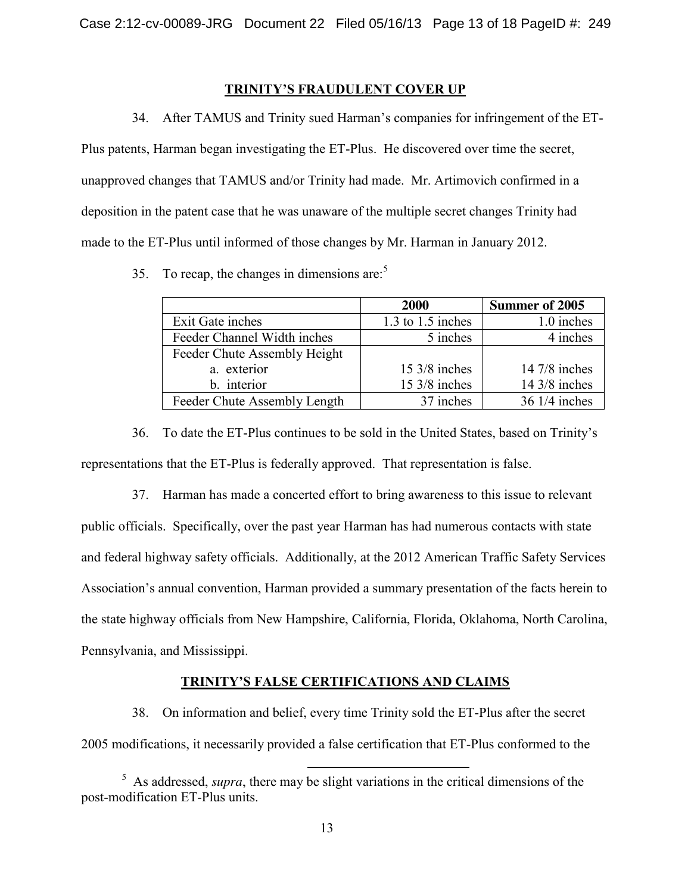## TRINITY'S FRAUDULENT COVER UP

34. After TAMUS and Trinity sued Harman's companies for infringement of the ET-Plus patents, Harman began investigating the ET-Plus. He discovered over time the secret, unapproved changes that TAMUS and/or Trinity had made. Mr. Artimovich confirmed in a deposition in the patent case that he was unaware of the multiple secret changes Trinity had made to the ET-Plus until informed of those changes by Mr. Harman in January 2012.

35. To recap, the changes in dimensions are:[5]

| | **2000** | **Summer of 2005** |
|---|---|---|
| Exit Gate inches | 1.3 to 1.5 inches | 1.0 inches |
| Feeder Channel Width inches | 5 inches | 4 inches |
| Feeder Chute Assembly Height | | |
| a. exterior | 15 3/8 inches | 14 7/8 inches |
| b. interior | 15 3/8 inches | 14 3/8 inches |
| Feeder Chute Assembly Length | 37 inches | 36 1/4 inches |

36. To date the ET-Plus continues to be sold in the United States, based on Trinity's representations that the ET-Plus is federally approved. That representation is false.

37. Harman has made a concerted effort to bring awareness to this issue to relevant public officials. Specifically, over the past year Harman has had numerous contacts with state and federal highway safety officials. Additionally, at the 2012 American Traffic Safety Services Association's annual convention, Harman provided a summary presentation of the facts herein to the state highway officials from New Hampshire, California, Florida, Oklahoma, North Carolina, Pennsylvania, and Mississippi.

## TRINITY'S FALSE CERTIFICATIONS AND CLAIMS

38. On information and belief, every time Trinity sold the ET-Plus after the secret 2005 modifications, it necessarily provided a false certification that ET-Plus conformed to the

[5] As addressed, *supra*, there may be slight variations in the critical dimensions of the post-modification ET-Plus units.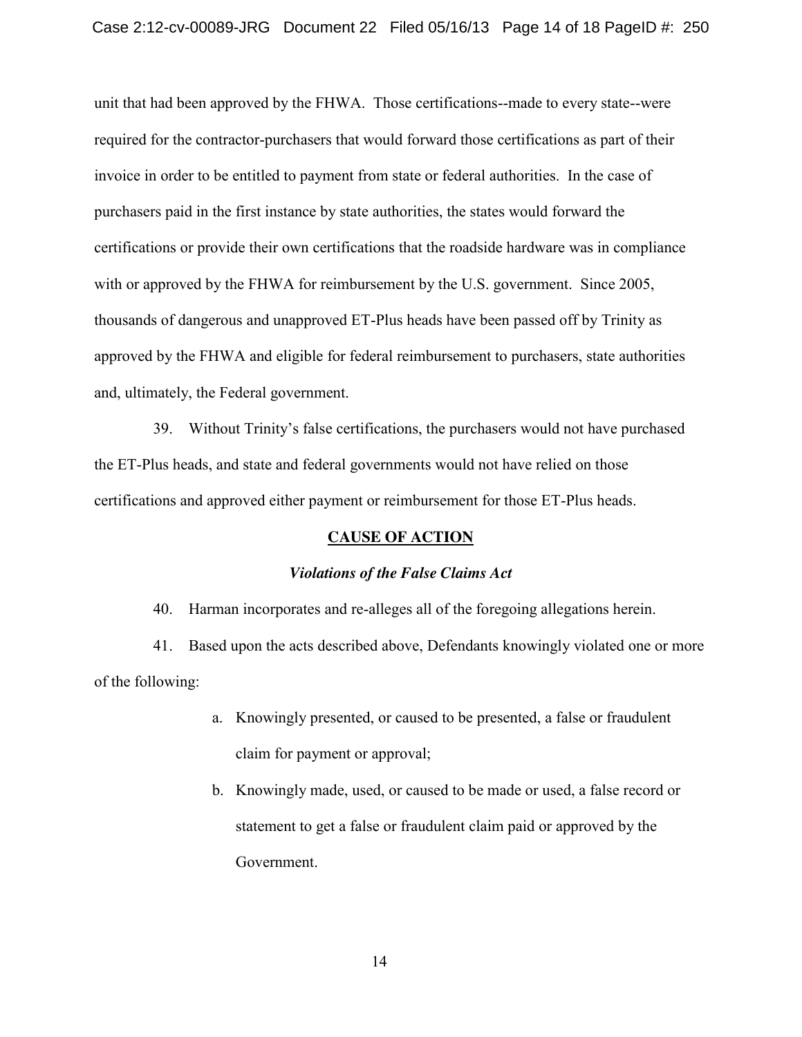unit that had been approved by the FHWA. Those certifications--made to every state--were required for the contractor-purchasers that would forward those certifications as part of their invoice in order to be entitled to payment from state or federal authorities. In the case of purchasers paid in the first instance by state authorities, the states would forward the certifications or provide their own certifications that the roadside hardware was in compliance with or approved by the FHWA for reimbursement by the U.S. government. Since 2005, thousands of dangerous and unapproved ET-Plus heads have been passed off by Trinity as approved by the FHWA and eligible for federal reimbursement to purchasers, state authorities and, ultimately, the Federal government.

39. Without Trinity's false certifications, the purchasers would not have purchased the ET-Plus heads, and state and federal governments would not have relied on those certifications and approved either payment or reimbursement for those ET-Plus heads.

## CAUSE OF ACTION

### *Violations of the False Claims Act*

40. Harman incorporates and re-alleges all of the foregoing allegations herein.

41. Based upon the acts described above, Defendants knowingly violated one or more of the following:

a. Knowingly presented, or caused to be presented, a false or fraudulent claim for payment or approval;

b. Knowingly made, used, or caused to be made or used, a false record or statement to get a false or fraudulent claim paid or approved by the Government.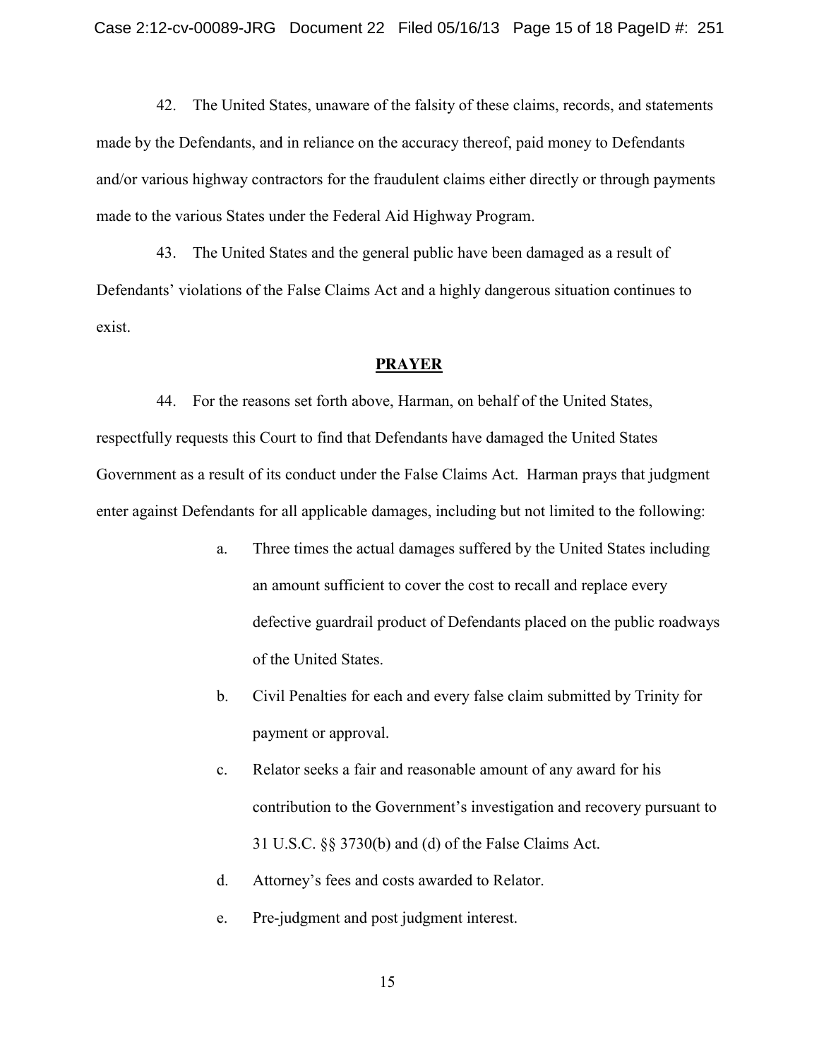42. The United States, unaware of the falsity of these claims, records, and statements made by the Defendants, and in reliance on the accuracy thereof, paid money to Defendants and/or various highway contractors for the fraudulent claims either directly or through payments made to the various States under the Federal Aid Highway Program.

43. The United States and the general public have been damaged as a result of Defendants' violations of the False Claims Act and a highly dangerous situation continues to exist.

## PRAYER

44. For the reasons set forth above, Harman, on behalf of the United States, respectfully requests this Court to find that Defendants have damaged the United States Government as a result of its conduct under the False Claims Act. Harman prays that judgment enter against Defendants for all applicable damages, including but not limited to the following:

a. Three times the actual damages suffered by the United States including an amount sufficient to cover the cost to recall and replace every defective guardrail product of Defendants placed on the public roadways of the United States.

b. Civil Penalties for each and every false claim submitted by Trinity for payment or approval.

c. Relator seeks a fair and reasonable amount of any award for his contribution to the Government's investigation and recovery pursuant to 31 U.S.C. §§ 3730(b) and (d) of the False Claims Act.

d. Attorney's fees and costs awarded to Relator.

e. Pre-judgment and post judgment interest.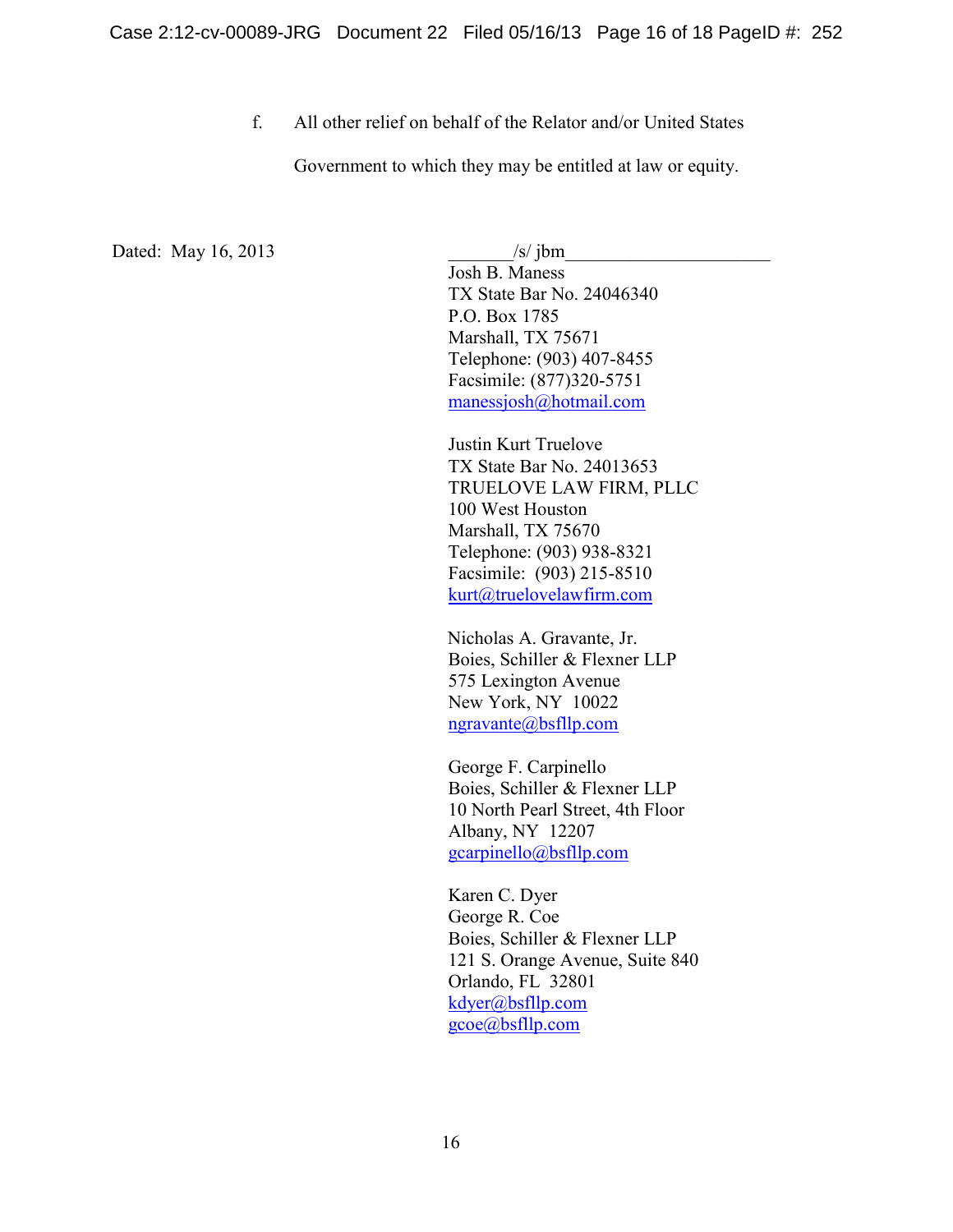f. All other relief on behalf of the Relator and/or United States Government to which they may be entitled at law or equity.

Dated: May 16, 2013

_______/s/ jbm_____________________
Josh B. Maness
TX State Bar No. 24046340
P.O. Box 1785
Marshall, TX 75671
Telephone: (903) 407-8455
Facsimile: (877)320-5751
manessjosh@hotmail.com

Justin Kurt Truelove
TX State Bar No. 24013653
TRUELOVE LAW FIRM, PLLC
100 West Houston
Marshall, TX 75670
Telephone: (903) 938-8321
Facsimile: (903) 215-8510
kurt@truelovelawfirm.com

Nicholas A. Gravante, Jr.
Boies, Schiller & Flexner LLP
575 Lexington Avenue
New York, NY 10022
ngravante@bsfllp.com

George F. Carpinello
Boies, Schiller & Flexner LLP
10 North Pearl Street, 4th Floor
Albany, NY 12207
gcarpinello@bsfllp.com

Karen C. Dyer
George R. Coe
Boies, Schiller & Flexner LLP
121 S. Orange Avenue, Suite 840
Orlando, FL 32801
kdyer@bsfllp.com
gcoe@bsfllp.com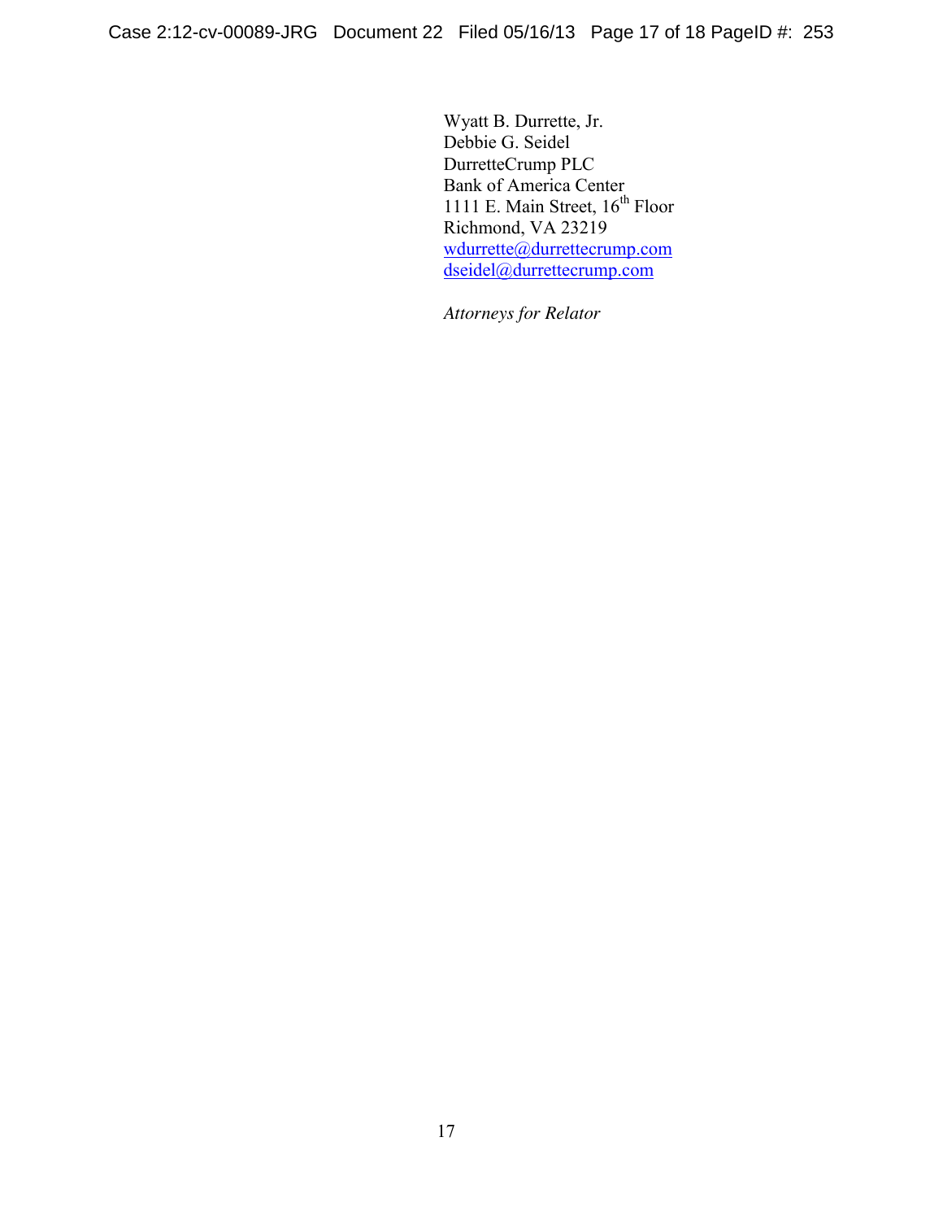Wyatt B. Durrette, Jr.
Debbie G. Seidel
DurretteCrump PLC
Bank of America Center
1111 E. Main Street, 16th Floor
Richmond, VA 23219
wdurrette@durrettecrump.com
dseidel@durrettecrump.com

*Attorneys for Relator*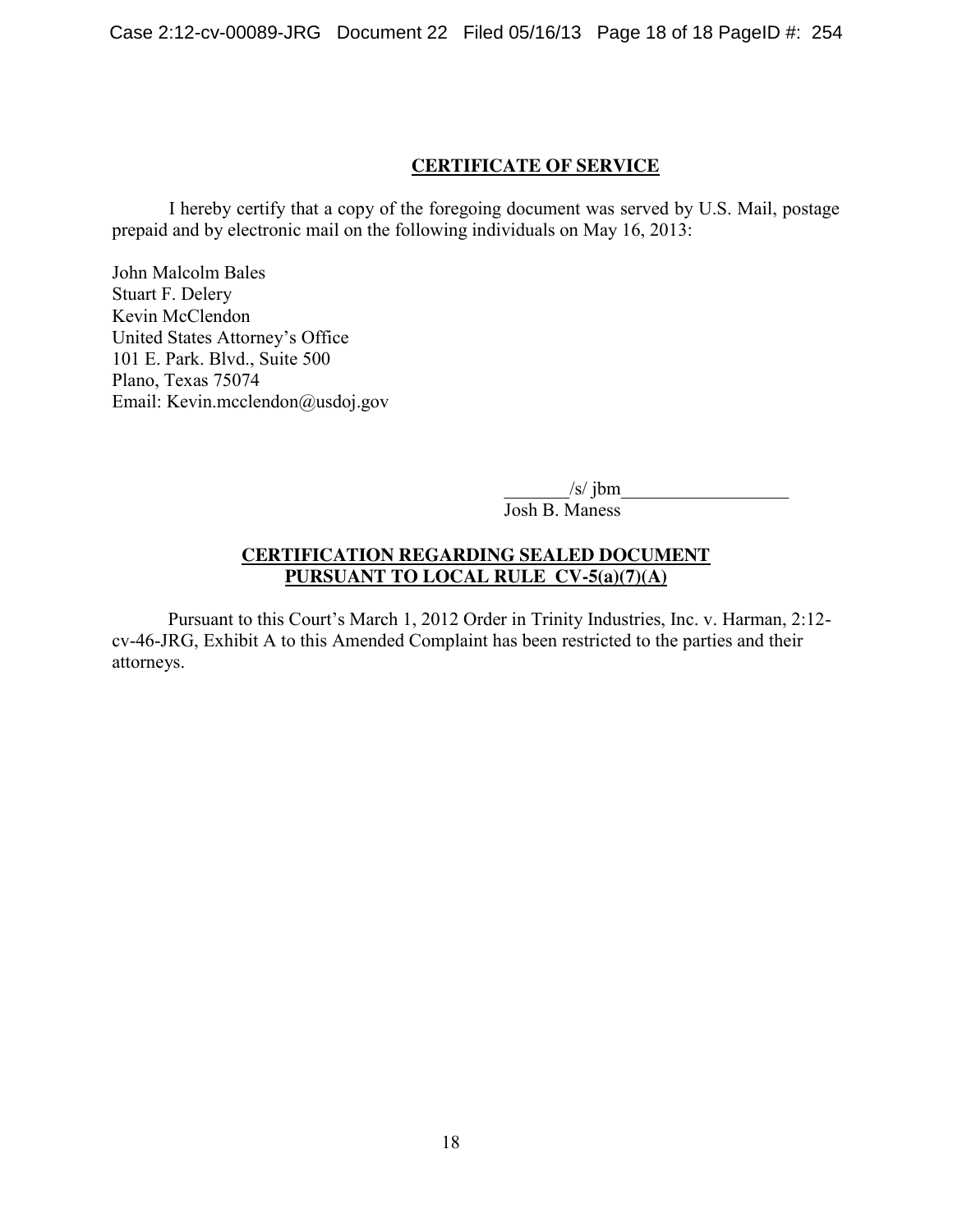## CERTIFICATE OF SERVICE

I hereby certify that a copy of the foregoing document was served by U.S. Mail, postage prepaid and by electronic mail on the following individuals on May 16, 2013:

John Malcolm Bales  
Stuart F. Delery  
Kevin McClendon  
United States Attorney's Office  
101 E. Park. Blvd., Suite 500  
Plano, Texas 75074  
Email: Kevin.mcclendon@usdoj.gov

_______/s/ jbm__________________  
Josh B. Maness

## CERTIFICATION REGARDING SEALED DOCUMENT PURSUANT TO LOCAL RULE CV-5(a)(7)(A)

Pursuant to this Court's March 1, 2012 Order in Trinity Industries, Inc. v. Harman, 2:12-cv-46-JRG, Exhibit A to this Amended Complaint has been restricted to the parties and their attorneys.